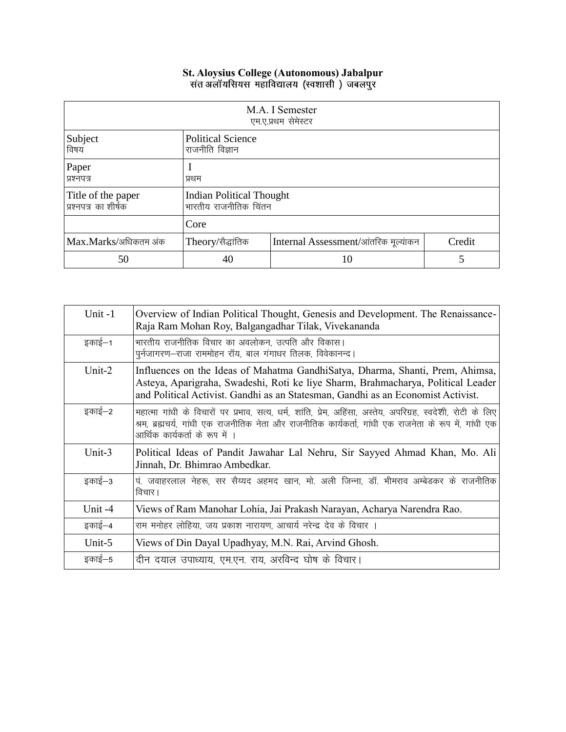**St. Aloysius College (Autonomous) Jabalpur**
**संत अलॉयसियस महाविद्यालय (स्वशासी ) जबलपुर**

| M.A. I Semester<br>एम.ए.प्रथम सेमेस्टर | | | |
|---|---|---|---|
| Subject<br>विषय | Political Science<br>राजनीति विज्ञान | | |
| Paper<br>प्रश्नपत्र | I<br>प्रथम | | |
| Title of the paper<br>प्रश्नपत्र का शीर्षक | Indian Political Thought<br>भारतीय राजनीतिक चिंतन | | |
| | Core | | |
| Max.Marks/अधिकतम अंक | Theory/सैद्धांतिक | Internal Assessment/आंतरिक मूल्यांकन | Credit |
| 50 | 40 | 10 | 5 |

| Unit | Content |
|---|---|
| Unit -1 | Overview of Indian Political Thought, Genesis and Development. The Renaissance-Raja Ram Mohan Roy, Balgangadhar Tilak, Vivekananda |
| इकाई–1 | भारतीय राजनीतिक विचार का अवलोकन, उत्पति और विकास।<br>पुर्नजागरण–राजा राममोहन रॉय, बाल गंगाधर तिलक, विवेकानन्द। |
| Unit-2 | Influences on the Ideas of Mahatma GandhiSatya, Dharma, Shanti, Prem, Ahimsa, Asteya, Aparigraha, Swadeshi, Roti ke liye Sharm, Brahmacharya, Political Leader and Political Activist. Gandhi as an Statesman, Gandhi as an Economist Activist. |
| इकाई–2 | महात्मा गांधी के विचारों पर प्रभाव, सत्य, धर्म, शांति, प्रेम, अहिंसा, अस्तेय, अपरिग्रह, स्वदेशी, रोटी के लिए श्रम, ब्रह्मचर्य, गांधी एक राजनीतिक नेता और राजनीतिक कार्यकर्ता, गांधी एक राजनेता के रूप में, गांधी एक आर्थिक कार्यकर्ता के रूप में । |
| Unit-3 | Political Ideas of Pandit Jawahar Lal Nehru, Sir Sayyed Ahmad Khan, Mo. Ali Jinnah, Dr. Bhimrao Ambedkar. |
| इकाई–3 | पं. जवाहरलाल नेहरू, सर सैय्यद अहमद खान, मो. अली जिन्ना, डॉ. भीमराव अम्बेडकर के राजनीतिक विचार। |
| Unit -4 | Views of Ram Manohar Lohia, Jai Prakash Narayan, Acharya Narendra Rao. |
| इकाई–4 | राम मनोहर लोहिया, जय प्रकाश नारायण, आचार्य नरेन्द्र देव के विचार । |
| Unit-5 | Views of Din Dayal Upadhyay, M.N. Rai, Arvind Ghosh. |
| इकाई–5 | दीन दयाल उपाध्याय, एम.एन. राय, अरविन्द घोष के विचार। |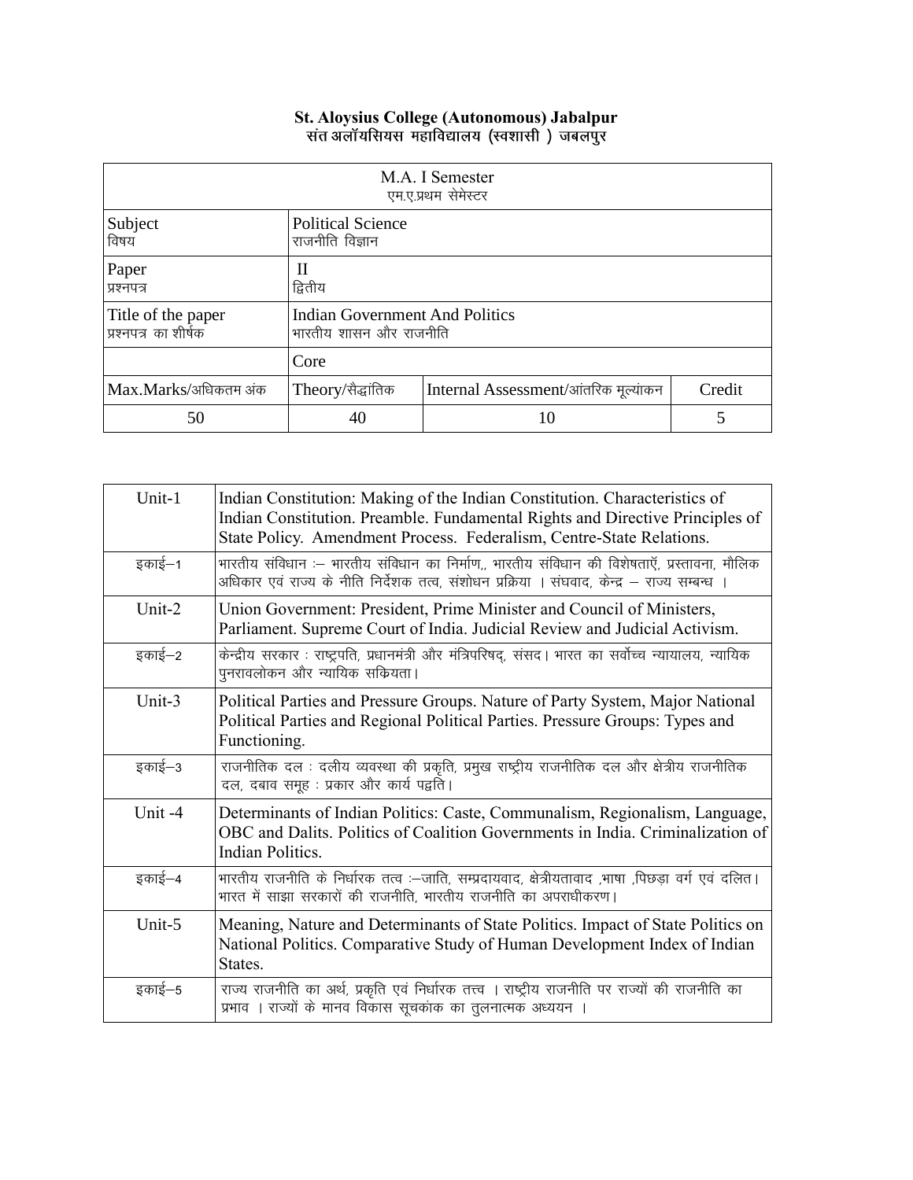**St. Aloysius College (Autonomous) Jabalpur**
**संत अलॉयसियस महाविद्यालय (स्वशासी ) जबलपुर**

| M.A. I Semester<br>एम.ए.प्रथम सेमेस्टर | | | |
|---|---|---|---|
| Subject<br>विषय | Political Science<br>राजनीति विज्ञान | | |
| Paper<br>प्रश्नपत्र | II<br>द्वितीय | | |
| Title of the paper<br>प्रश्नपत्र का शीर्षक | Indian Government And Politics<br>भारतीय शासन और राजनीति | | |
| | Core | | |
| Max.Marks/अधिकतम अंक | Theory/सैद्धांतिक | Internal Assessment/आंतरिक मूल्यांकन | Credit |
| 50 | 40 | 10 | 5 |

| | |
|---|---|
| Unit-1 | Indian Constitution: Making of the Indian Constitution. Characteristics of Indian Constitution. Preamble. Fundamental Rights and Directive Principles of State Policy. Amendment Process. Federalism, Centre-State Relations. |
| इकाई–1 | भारतीय संविधान :– भारतीय संविधान का निर्माण,, भारतीय संविधान की विशेषताएँ, प्रस्तावना, मौलिक अधिकार एवं राज्य के नीति निर्देशक तत्व, संशोधन प्रक्रिया । संघवाद, केन्द्र – राज्य सम्बन्ध । |
| Unit-2 | Union Government: President, Prime Minister and Council of Ministers, Parliament. Supreme Court of India. Judicial Review and Judicial Activism. |
| इकाई–2 | केन्द्रीय सरकार : राष्ट्रपति, प्रधानमंत्री और मंत्रिपरिषद्, संसद। भारत का सर्वोच्च न्यायालय, न्यायिक पुनरावलोकन और न्यायिक सक्रियता। |
| Unit-3 | Political Parties and Pressure Groups. Nature of Party System, Major National Political Parties and Regional Political Parties. Pressure Groups: Types and Functioning. |
| इकाई–3 | राजनीतिक दल : दलीय व्यवस्था की प्रकृति, प्रमुख राष्ट्रीय राजनीतिक दल और क्षेत्रीय राजनीतिक दल, दबाव समूह : प्रकार और कार्य पद्वति। |
| Unit -4 | Determinants of Indian Politics: Caste, Communalism, Regionalism, Language, OBC and Dalits. Politics of Coalition Governments in India. Criminalization of Indian Politics. |
| इकाई–4 | भारतीय राजनीति के निर्धारक तत्व :–जाति, सम्प्रदायवाद, क्षेत्रीयतावाद ,भाषा ,पिछड़ा वर्ग एवं दलित। भारत में साझा सरकारों की राजनीति, भारतीय राजनीति का अपराधीकरण। |
| Unit-5 | Meaning, Nature and Determinants of State Politics. Impact of State Politics on National Politics. Comparative Study of Human Development Index of Indian States. |
| इकाई–5 | राज्य राजनीति का अर्थ, प्रकृति एवं निर्धारक तत्व । राष्ट्रीय राजनीति पर राज्यों की राजनीति का प्रभाव । राज्यों के मानव विकास सूचकांक का तुलनात्मक अध्ययन । |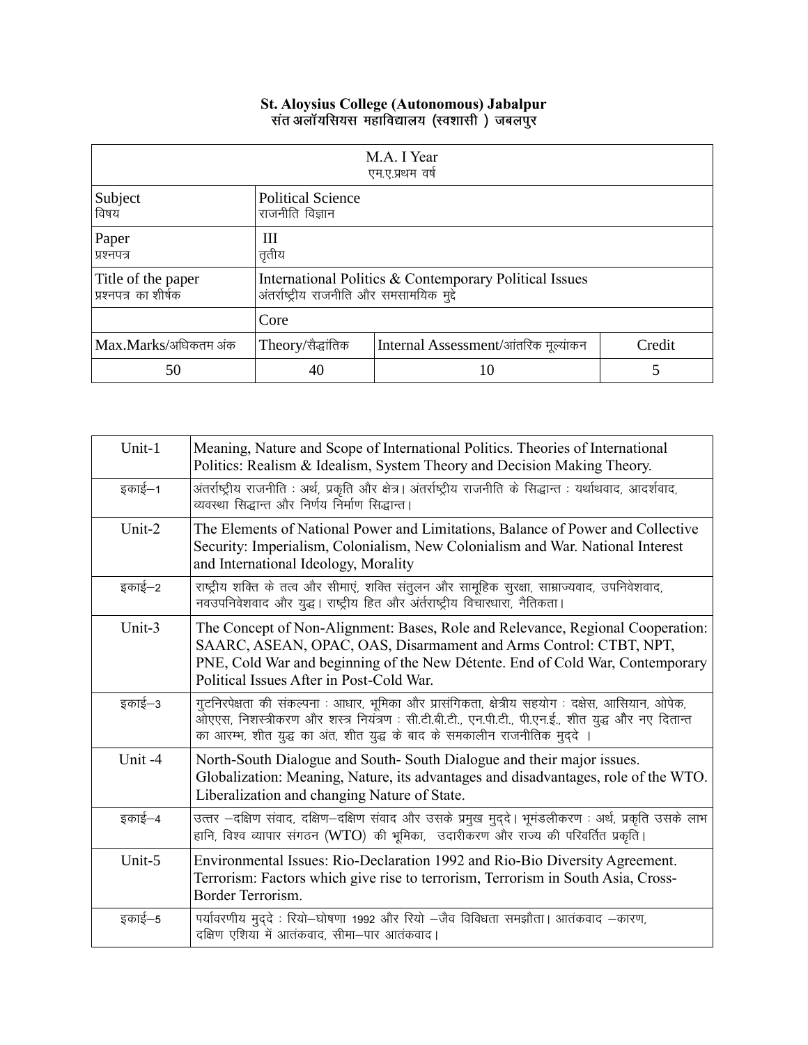**St. Aloysius College (Autonomous) Jabalpur**
**संत अलॉयसियस महाविद्यालय (स्वशासी ) जबलपुर**

| M.A. I Year<br>एम.ए.प्रथम वर्ष | | | |
|---|---|---|---|
| Subject<br>विषय | Political Science<br>राजनीति विज्ञान | | |
| Paper<br>प्रश्नपत्र | III<br>तृतीय | | |
| Title of the paper<br>प्रश्नपत्र का शीर्षक | International Politics & Contemporary Political Issues<br>अंतर्राष्ट्रीय राजनीति और समसामयिक मुद्दे | | |
| | Core | | |
| Max.Marks/अधिकतम अंक | Theory/सैद्धांतिक | Internal Assessment/आंतरिक मूल्यांकन | Credit |
| 50 | 40 | 10 | 5 |

| | |
|---|---|
| Unit-1 | Meaning, Nature and Scope of International Politics. Theories of International Politics: Realism & Idealism, System Theory and Decision Making Theory. |
| इकाई–1 | अंतर्राष्ट्रीय राजनीति : अर्थ, प्रकृति और क्षेत्र। अंतर्राष्ट्रीय राजनीति के सिद्धान्त : यथार्थवाद, आदर्शवाद, व्यवस्था सिद्धान्त और निर्णय निर्माण सिद्धान्त। |
| Unit-2 | The Elements of National Power and Limitations, Balance of Power and Collective Security: Imperialism, Colonialism, New Colonialism and War. National Interest and International Ideology, Morality |
| इकाई–2 | राष्ट्रीय शक्ति के तत्व और सीमाएं, शक्ति संतुलन और सामूहिक सुरक्षा, साम्राज्यवाद, उपनिवेशवाद, नवउपनिवेशवाद और युद्ध। राष्ट्रीय हित और अंतर्राष्ट्रीय विचारधारा, नैतिकता। |
| Unit-3 | The Concept of Non-Alignment: Bases, Role and Relevance, Regional Cooperation: SAARC, ASEAN, OPAC, OAS, Disarmament and Arms Control: CTBT, NPT, PNE, Cold War and beginning of the New Détente. End of Cold War, Contemporary Political Issues After in Post-Cold War. |
| इकाई–3 | गुटनिरपेक्षता की संकल्पना : आधार, भूमिका और प्रासंगिकता, क्षेत्रीय सहयोग : दक्षेस, आसियान, ओपेक, ओएएस, निशस्त्रीकरण और शस्त्र नियंत्रण : सी.टी.बी.टी., एन.पी.टी., पी.एन.ई., शीत युद्ध और नए दितान्त का आरम्भ, शीत युद्ध का अंत, शीत युद्ध के बाद के समकालीन राजनीतिक मुद्दे । |
| Unit -4 | North-South Dialogue and South- South Dialogue and their major issues. Globalization: Meaning, Nature, its advantages and disadvantages, role of the WTO. Liberalization and changing Nature of State. |
| इकाई–4 | उत्तर –दक्षिण संवाद, दक्षिण–दक्षिण संवाद और उसके प्रमुख मुद्दे। भूमंडलीकरण : अर्थ, प्रकृति उसके लाभ हानि, विश्व व्यापार संगठन (WTO) की भूमिका, उदारीकरण और राज्य की परिवर्तित प्रकृति। |
| Unit-5 | Environmental Issues: Rio-Declaration 1992 and Rio-Bio Diversity Agreement. Terrorism: Factors which give rise to terrorism, Terrorism in South Asia, Cross-Border Terrorism. |
| इकाई–5 | पर्यावरणीय मुद्दे : रियो–घोषणा 1992 और रियो –जैव विविधता समझौता। आतंकवाद –कारण, दक्षिण एशिया में आतंकवाद, सीमा–पार आतंकवाद। |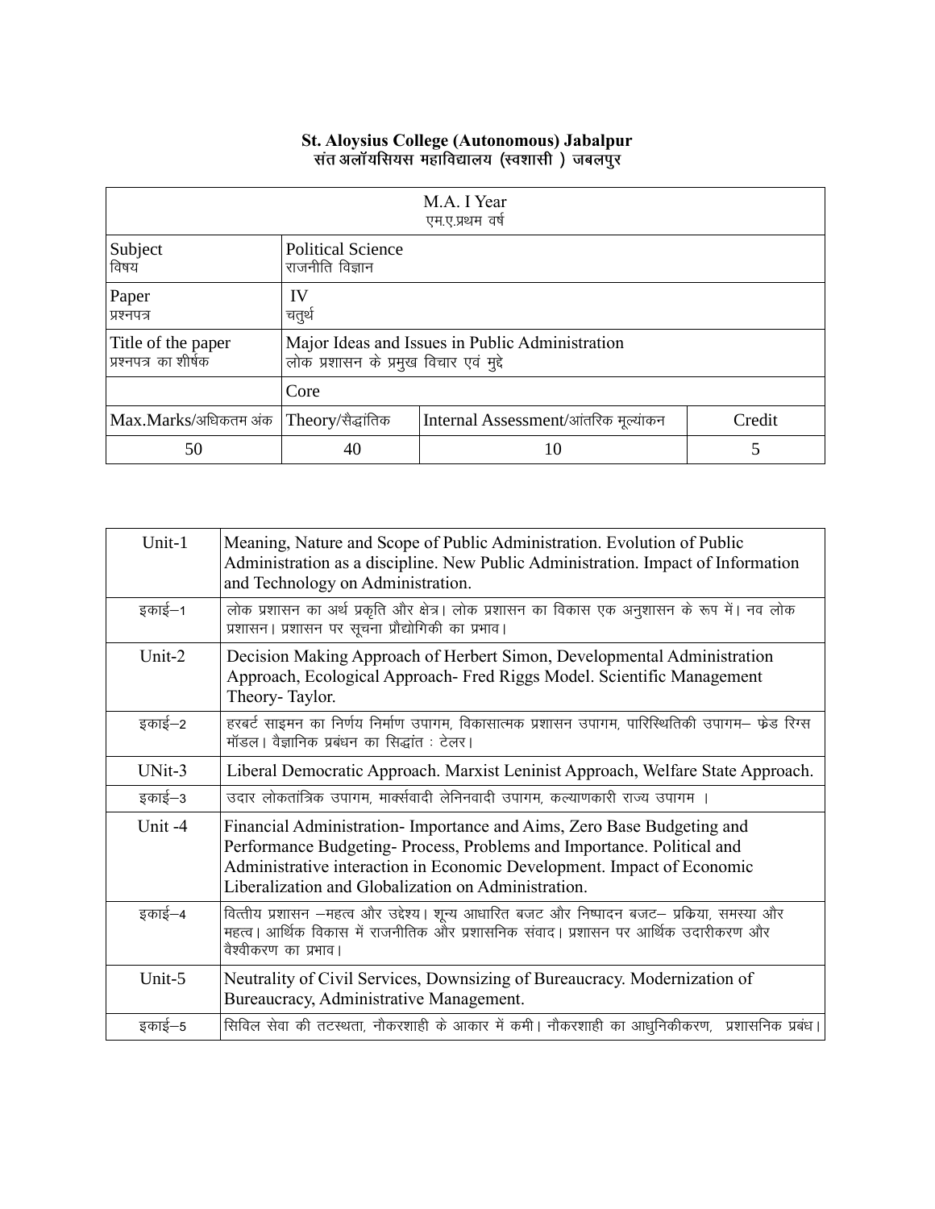**St. Aloysius College (Autonomous) Jabalpur**
**संत अलॉयसियस महाविद्यालय (स्वशासी ) जबलपुर**

| M.A. I Year<br>एम.ए.प्रथम वर्ष | | | |
|---|---|---|---|
| Subject<br>विषय | Political Science<br>राजनीति विज्ञान | | |
| Paper<br>प्रश्नपत्र | IV<br>चतुर्थ | | |
| Title of the paper<br>प्रश्नपत्र का शीर्षक | Major Ideas and Issues in Public Administration<br>लोक प्रशासन के प्रमुख विचार एवं मुद्दे | | |
| | Core | | |
| Max.Marks/अधिकतम अंक | Theory/सैद्धांतिक | Internal Assessment/आंतरिक मूल्यांकन | Credit |
| 50 | 40 | 10 | 5 |

| | |
|---|---|
| Unit-1 | Meaning, Nature and Scope of Public Administration. Evolution of Public Administration as a discipline. New Public Administration. Impact of Information and Technology on Administration. |
| इकाई–1 | लोक प्रशासन का अर्थ प्रकृति और क्षेत्र। लोक प्रशासन का विकास एक अनुशासन के रूप में। नव लोक प्रशासन। प्रशासन पर सूचना प्रौद्योगिकी का प्रभाव। |
| Unit-2 | Decision Making Approach of Herbert Simon, Developmental Administration Approach, Ecological Approach- Fred Riggs Model. Scientific Management Theory- Taylor. |
| इकाई–2 | हरबर्ट साइमन का निर्णय निर्माण उपागम, विकासात्मक प्रशासन उपागम, पारिस्थितिकी उपागम– फ्रेड रिग्स मॉडल। वैज्ञानिक प्रबंधन का सिद्धांत : टेलर। |
| UNit-3 | Liberal Democratic Approach. Marxist Leninist Approach, Welfare State Approach. |
| इकाई–3 | उदार लोकतांत्रिक उपागम, मार्क्सवादी लेनिनवादी उपागम, कल्याणकारी राज्य उपागम । |
| Unit -4 | Financial Administration- Importance and Aims, Zero Base Budgeting and Performance Budgeting- Process, Problems and Importance. Political and Administrative interaction in Economic Development. Impact of Economic Liberalization and Globalization on Administration. |
| इकाई–4 | वित्तीय प्रशासन –महत्व और उद्देश्य। शून्य आधारित बजट और निष्पादन बजट– प्रकिया, समस्या और महत्व। आर्थिक विकास में राजनीतिक और प्रशासनिक संवाद। प्रशासन पर आर्थिक उदारीकरण और वैश्वीकरण का प्रभाव। |
| Unit-5 | Neutrality of Civil Services, Downsizing of Bureaucracy. Modernization of Bureaucracy, Administrative Management. |
| इकाई–5 | सिविल सेवा की तटस्थता, नौकरशाही के आकार में कमी। नौकरशाही का आधुनिकीकरण, प्रशासनिक प्रबंध। |